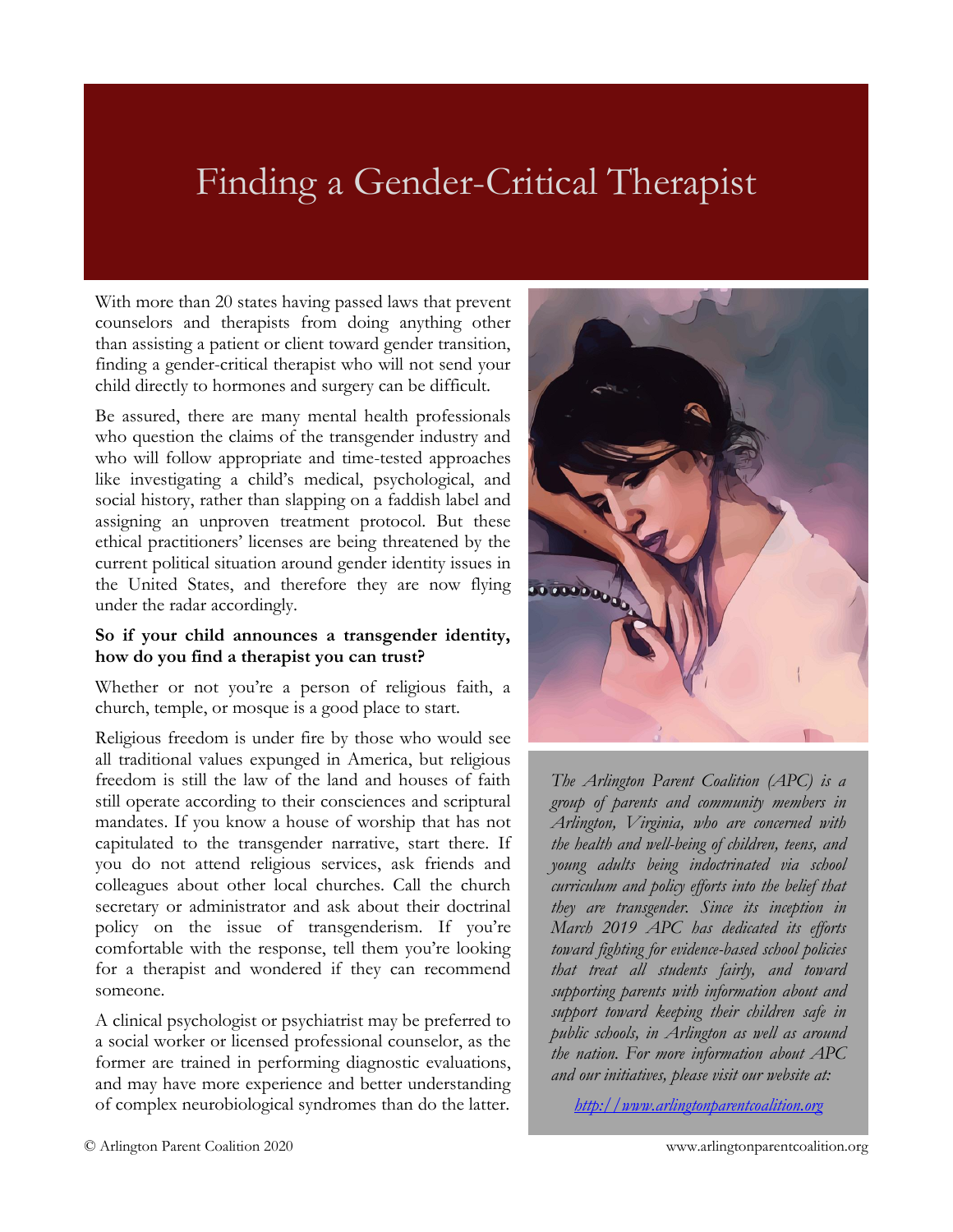# Finding a Gender-Critical Therapist

With more than 20 states having passed laws that prevent counselors and therapists from doing anything other than assisting a patient or client toward gender transition, finding a gender-critical therapist who will not send your child directly to hormones and surgery can be difficult.

Be assured, there are many mental health professionals who question the claims of the transgender industry and who will follow appropriate and time-tested approaches like investigating a child's medical, psychological, and social history, rather than slapping on a faddish label and assigning an unproven treatment protocol. But these ethical practitioners' licenses are being threatened by the current political situation around gender identity issues in the United States, and therefore they are now flying under the radar accordingly.

**So if your child announces a transgender identity, how do you find a therapist you can trust?**

Whether or not you're a person of religious faith, a church, temple, or mosque is a good place to start.

Religious freedom is under fire by those who would see all traditional values expunged in America, but religious freedom is still the law of the land and houses of faith still operate according to their consciences and scriptural mandates. If you know a house of worship that has not capitulated to the transgender narrative, start there. If you do not attend religious services, ask friends and colleagues about other local churches. Call the church secretary or administrator and ask about their doctrinal policy on the issue of transgenderism. If you're comfortable with the response, tell them you're looking for a therapist and wondered if they can recommend someone.

A clinical psychologist or psychiatrist may be preferred to a social worker or licensed professional counselor, as the former are trained in performing diagnostic evaluations, and may have more experience and better understanding of complex neurobiological syndromes than do the latter.

*The Arlington Parent Coalition (APC) is a group of parents and community members in Arlington, Virginia, who are concerned with the health and well-being of children, teens, and young adults being indoctrinated via school curriculum and policy efforts into the belief that they are transgender. Since its inception in March 2019 APC has dedicated its efforts toward fighting for evidence-based school policies that treat all students fairly, and toward supporting parents with information about and support toward keeping their children safe in public schools, in Arlington as well as around the nation. For more information about APC and our initiatives, please visit our website at:*

*[http://www.arlingtonparentcoalition.org](http://www.arlingtonparentcoalition.org)*

© Arlington Parent Coalition 2020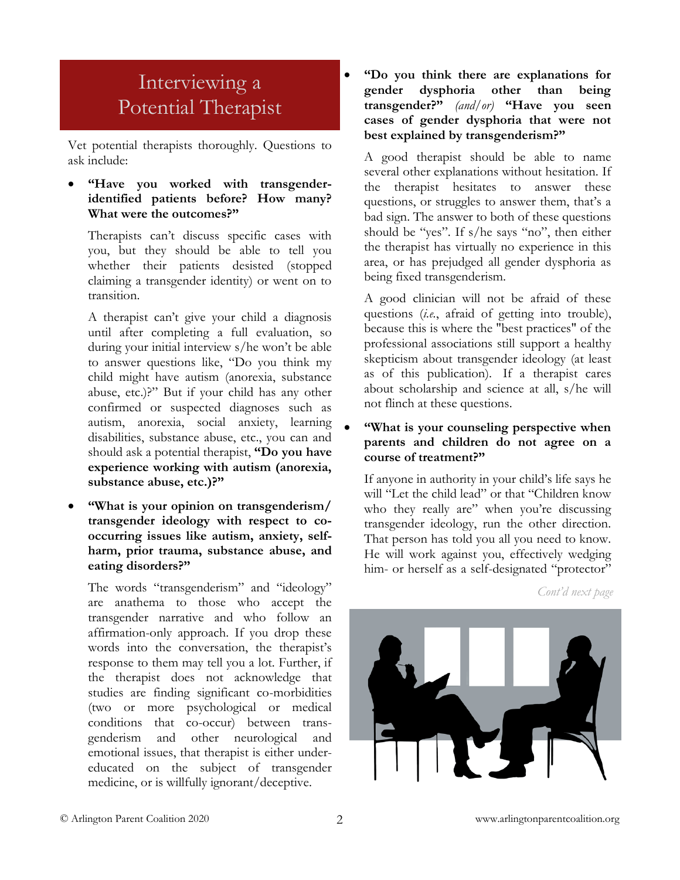# Interviewing a Potential Therapist

Vet potential therapists thoroughly. Questions to ask include:

- **"Have you worked with transgender-identified patients before? How many? What were the outcomes?"**

  Therapists can't discuss specific cases with you, but they should be able to tell you whether their patients desisted (stopped claiming a transgender identity) or went on to transition.

  A therapist can't give your child a diagnosis until after completing a full evaluation, so during your initial interview s/he won't be able to answer questions like, "Do you think my child might have autism (anorexia, substance abuse, etc.)?" But if your child has any other confirmed or suspected diagnoses such as autism, anorexia, social anxiety, learning disabilities, substance abuse, etc., you can and should ask a potential therapist, **"Do you have experience working with autism (anorexia, substance abuse, etc.)?"**

- **"What is your opinion on transgenderism/ transgender ideology with respect to co-occurring issues like autism, anxiety, self-harm, prior trauma, substance abuse, and eating disorders?"**

  The words "transgenderism" and "ideology" are anathema to those who accept the transgender narrative and who follow an affirmation-only approach. If you drop these words into the conversation, the therapist's response to them may tell you a lot. Further, if the therapist does not acknowledge that studies are finding significant co-morbidities (two or more psychological or medical conditions that co-occur) between transgenderism and other neurological and emotional issues, that therapist is either under-educated on the subject of transgender medicine, or is willfully ignorant/deceptive.

- **"Do you think there are explanations for gender dysphoria other than being transgender?"** *(and/or)* **"Have you seen cases of gender dysphoria that were not best explained by transgenderism?"**

  A good therapist should be able to name several other explanations without hesitation. If the therapist hesitates to answer these questions, or struggles to answer them, that's a bad sign. The answer to both of these questions should be "yes". If s/he says "no", then either the therapist has virtually no experience in this area, or has prejudged all gender dysphoria as being fixed transgenderism.

  A good clinician will not be afraid of these questions (*i.e.*, afraid of getting into trouble), because this is where the "best practices" of the professional associations still support a healthy skepticism about transgender ideology (at least as of this publication). If a therapist cares about scholarship and science at all, s/he will not flinch at these questions.

- **"What is your counseling perspective when parents and children do not agree on a course of treatment?"**

  If anyone in authority in your child's life says he will "Let the child lead" or that "Children know who they really are" when you're discussing transgender ideology, run the other direction. That person has told you all you need to know. He will work against you, effectively wedging him- or herself as a self-designated "protector"

*Cont'd next page*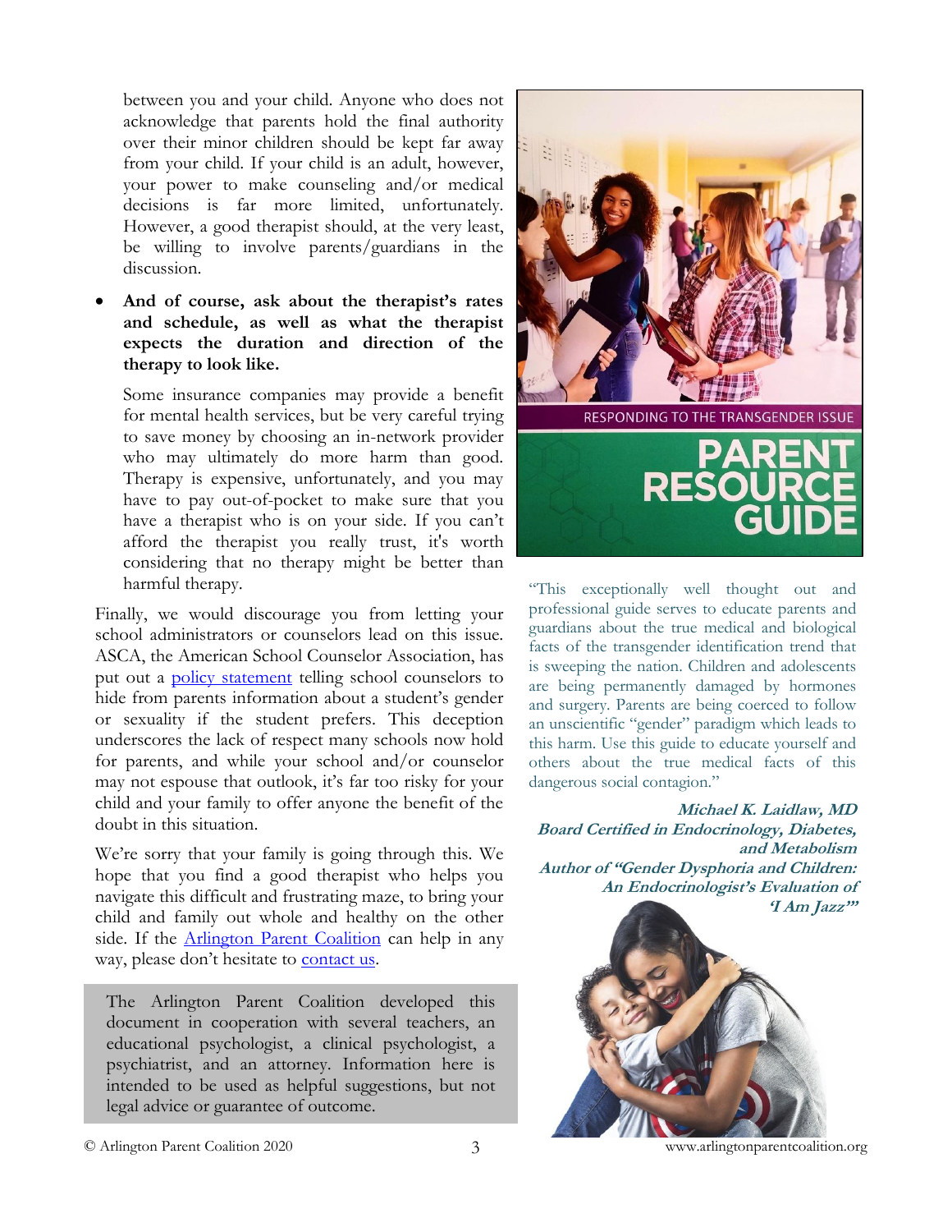between you and your child. Anyone who does not acknowledge that parents hold the final authority over their minor children should be kept far away from your child. If your child is an adult, however, your power to make counseling and/or medical decisions is far more limited, unfortunately. However, a good therapist should, at the very least, be willing to involve parents/guardians in the discussion.

- **And of course, ask about the therapist's rates and schedule, as well as what the therapist expects the duration and direction of the therapy to look like.**

  Some insurance companies may provide a benefit for mental health services, but be very careful trying to save money by choosing an in-network provider who may ultimately do more harm than good. Therapy is expensive, unfortunately, and you may have to pay out-of-pocket to make sure that you have a therapist who is on your side. If you can't afford the therapist you really trust, it's worth considering that no therapy might be better than harmful therapy.

Finally, we would discourage you from letting your school administrators or counselors lead on this issue. ASCA, the American School Counselor Association, has put out a policy statement telling school counselors to hide from parents information about a student's gender or sexuality if the student prefers. This deception underscores the lack of respect many schools now hold for parents, and while your school and/or counselor may not espouse that outlook, it's far too risky for your child and your family to offer anyone the benefit of the doubt in this situation.

We're sorry that your family is going through this. We hope that you find a good therapist who helps you navigate this difficult and frustrating maze, to bring your child and family out whole and healthy on the other side. If the Arlington Parent Coalition can help in any way, please don't hesitate to contact us.

The Arlington Parent Coalition developed this document in cooperation with several teachers, an educational psychologist, a clinical psychologist, a psychiatrist, and an attorney. Information here is intended to be used as helpful suggestions, but not legal advice or guarantee of outcome.

RESPONDING TO THE TRANSGENDER ISSUE

**PARENT RESOURCE GUIDE**

"This exceptionally well thought out and professional guide serves to educate parents and guardians about the true medical and biological facts of the transgender identification trend that is sweeping the nation. Children and adolescents are being permanently damaged by hormones and surgery. Parents are being coerced to follow an unscientific "gender" paradigm which leads to this harm. Use this guide to educate yourself and others about the true medical facts of this dangerous social contagion."

***Michael K. Laidlaw, MD***
***Board Certified in Endocrinology, Diabetes, and Metabolism***
***Author of "Gender Dysphoria and Children: An Endocrinologist's Evaluation of 'I Am Jazz'"***

© Arlington Parent Coalition 2020

www.arlingtonparentcoalition.org